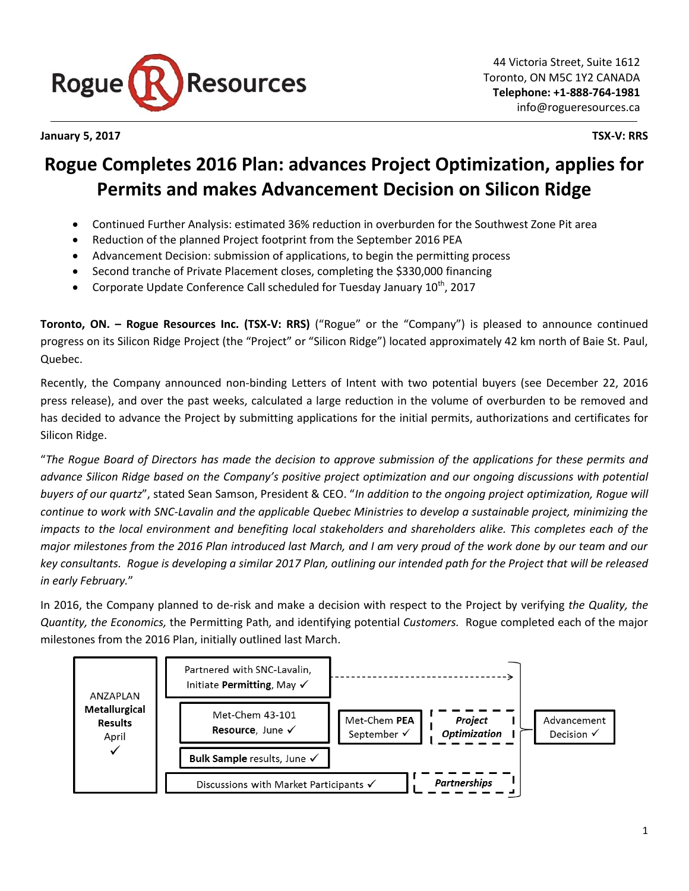Rogue Resources

44 Victoria Street, Suite 1612
Toronto, ON M5C 1Y2 CANADA
**Telephone: +1-888-764-1981**
info@rogueresources.ca

**January 5, 2017** **TSX-V: RRS**

# Rogue Completes 2016 Plan: advances Project Optimization, applies for Permits and makes Advancement Decision on Silicon Ridge

- Continued Further Analysis: estimated 36% reduction in overburden for the Southwest Zone Pit area
- Reduction of the planned Project footprint from the September 2016 PEA
- Advancement Decision: submission of applications, to begin the permitting process
- Second tranche of Private Placement closes, completing the $330,000 financing
- Corporate Update Conference Call scheduled for Tuesday January 10th, 2017

**Toronto, ON. – Rogue Resources Inc. (TSX-V: RRS)** ("Rogue" or the "Company") is pleased to announce continued progress on its Silicon Ridge Project (the "Project" or "Silicon Ridge") located approximately 42 km north of Baie St. Paul, Quebec.

Recently, the Company announced non-binding Letters of Intent with two potential buyers (see December 22, 2016 press release), and over the past weeks, calculated a large reduction in the volume of overburden to be removed and has decided to advance the Project by submitting applications for the initial permits, authorizations and certificates for Silicon Ridge.

"*The Rogue Board of Directors has made the decision to approve submission of the applications for these permits and advance Silicon Ridge based on the Company's positive project optimization and our ongoing discussions with potential buyers of our quartz*", stated Sean Samson, President & CEO. "*In addition to the ongoing project optimization, Rogue will continue to work with SNC-Lavalin and the applicable Quebec Ministries to develop a sustainable project, minimizing the impacts to the local environment and benefiting local stakeholders and shareholders alike. This completes each of the major milestones from the 2016 Plan introduced last March, and I am very proud of the work done by our team and our key consultants. Rogue is developing a similar 2017 Plan, outlining our intended path for the Project that will be released in early February.*"

In 2016, the Company planned to de-risk and make a decision with respect to the Project by verifying *the Quality, the Quantity, the Economics,* the Permitting Path*,* and identifying potential *Customers.* Rogue completed each of the major milestones from the 2016 Plan, initially outlined last March.

ANZAPLAN **Metallurgical Results** April ✓

Partnered with SNC-Lavalin, Initiate **Permitting**, May ✓

Met-Chem 43-101 **Resource**, June ✓

**Bulk Sample** results, June ✓

Met-Chem **PEA** September ✓

***Project Optimization***

Discussions with Market Participants ✓

***Partnerships***

Advancement Decision ✓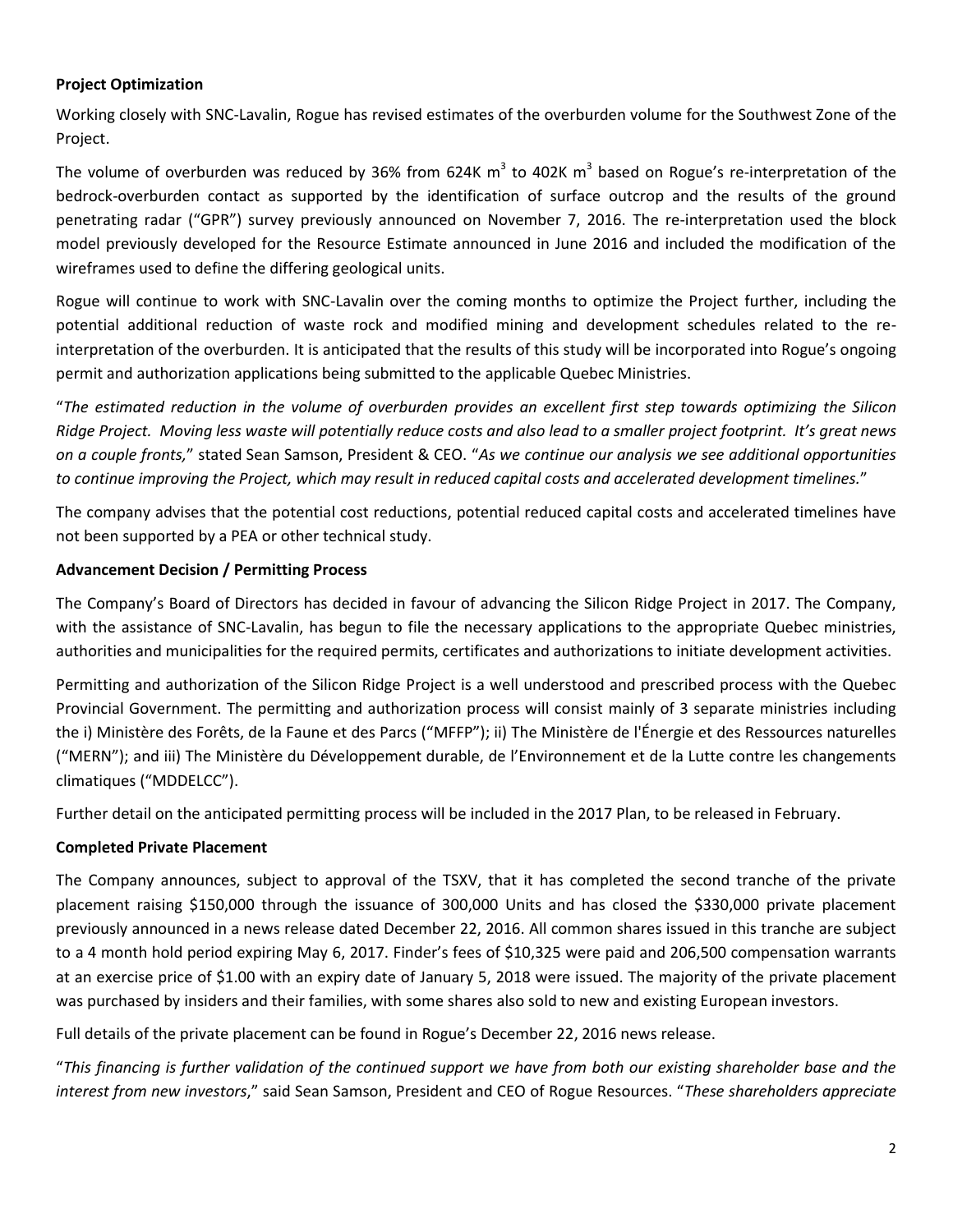**Project Optimization**

Working closely with SNC-Lavalin, Rogue has revised estimates of the overburden volume for the Southwest Zone of the Project.

The volume of overburden was reduced by 36% from 624K $m^3$ to 402K $m^3$ based on Rogue's re-interpretation of the bedrock-overburden contact as supported by the identification of surface outcrop and the results of the ground penetrating radar ("GPR") survey previously announced on November 7, 2016. The re-interpretation used the block model previously developed for the Resource Estimate announced in June 2016 and included the modification of the wireframes used to define the differing geological units.

Rogue will continue to work with SNC-Lavalin over the coming months to optimize the Project further, including the potential additional reduction of waste rock and modified mining and development schedules related to the re-interpretation of the overburden. It is anticipated that the results of this study will be incorporated into Rogue's ongoing permit and authorization applications being submitted to the applicable Quebec Ministries.

"*The estimated reduction in the volume of overburden provides an excellent first step towards optimizing the Silicon Ridge Project. Moving less waste will potentially reduce costs and also lead to a smaller project footprint. It's great news on a couple fronts,*" stated Sean Samson, President & CEO. "*As we continue our analysis we see additional opportunities to continue improving the Project, which may result in reduced capital costs and accelerated development timelines.*"

The company advises that the potential cost reductions, potential reduced capital costs and accelerated timelines have not been supported by a PEA or other technical study.

**Advancement Decision / Permitting Process**

The Company's Board of Directors has decided in favour of advancing the Silicon Ridge Project in 2017. The Company, with the assistance of SNC-Lavalin, has begun to file the necessary applications to the appropriate Quebec ministries, authorities and municipalities for the required permits, certificates and authorizations to initiate development activities.

Permitting and authorization of the Silicon Ridge Project is a well understood and prescribed process with the Quebec Provincial Government. The permitting and authorization process will consist mainly of 3 separate ministries including the i) Ministère des Forêts, de la Faune et des Parcs ("MFFP"); ii) The Ministère de l'Énergie et des Ressources naturelles ("MERN"); and iii) The Ministère du Développement durable, de l'Environnement et de la Lutte contre les changements climatiques ("MDDELCC").

Further detail on the anticipated permitting process will be included in the 2017 Plan, to be released in February.

**Completed Private Placement**

The Company announces, subject to approval of the TSXV, that it has completed the second tranche of the private placement raising $150,000 through the issuance of 300,000 Units and has closed the $330,000 private placement previously announced in a news release dated December 22, 2016. All common shares issued in this tranche are subject to a 4 month hold period expiring May 6, 2017. Finder's fees of $10,325 were paid and 206,500 compensation warrants at an exercise price of $1.00 with an expiry date of January 5, 2018 were issued. The majority of the private placement was purchased by insiders and their families, with some shares also sold to new and existing European investors.

Full details of the private placement can be found in Rogue's December 22, 2016 news release.

"*This financing is further validation of the continued support we have from both our existing shareholder base and the interest from new investors*," said Sean Samson, President and CEO of Rogue Resources. "*These shareholders appreciate*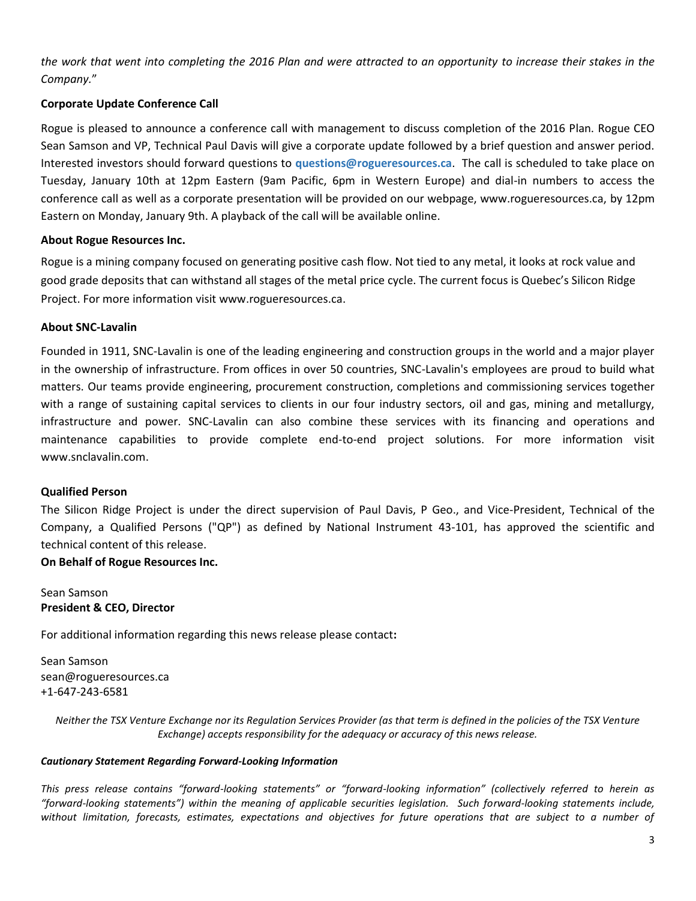*the work that went into completing the 2016 Plan and were attracted to an opportunity to increase their stakes in the Company.*"

**Corporate Update Conference Call**

Rogue is pleased to announce a conference call with management to discuss completion of the 2016 Plan. Rogue CEO Sean Samson and VP, Technical Paul Davis will give a corporate update followed by a brief question and answer period. Interested investors should forward questions to **questions@rogueresources.ca**. The call is scheduled to take place on Tuesday, January 10th at 12pm Eastern (9am Pacific, 6pm in Western Europe) and dial-in numbers to access the conference call as well as a corporate presentation will be provided on our webpage, www.rogueresources.ca, by 12pm Eastern on Monday, January 9th. A playback of the call will be available online.

**About Rogue Resources Inc.**

Rogue is a mining company focused on generating positive cash flow. Not tied to any metal, it looks at rock value and good grade deposits that can withstand all stages of the metal price cycle. The current focus is Quebec's Silicon Ridge Project. For more information visit www.rogueresources.ca.

**About SNC-Lavalin**

Founded in 1911, SNC-Lavalin is one of the leading engineering and construction groups in the world and a major player in the ownership of infrastructure. From offices in over 50 countries, SNC-Lavalin's employees are proud to build what matters. Our teams provide engineering, procurement construction, completions and commissioning services together with a range of sustaining capital services to clients in our four industry sectors, oil and gas, mining and metallurgy, infrastructure and power. SNC-Lavalin can also combine these services with its financing and operations and maintenance capabilities to provide complete end-to-end project solutions. For more information visit www.snclavalin.com.

**Qualified Person**

The Silicon Ridge Project is under the direct supervision of Paul Davis, P Geo., and Vice-President, Technical of the Company, a Qualified Persons ("QP") as defined by National Instrument 43-101, has approved the scientific and technical content of this release.

**On Behalf of Rogue Resources Inc.**

Sean Samson
**President & CEO, Director**

For additional information regarding this news release please contact**:**

Sean Samson
sean@rogueresources.ca
+1-647-243-6581

*Neither the TSX Venture Exchange nor its Regulation Services Provider (as that term is defined in the policies of the TSX Venture Exchange) accepts responsibility for the adequacy or accuracy of this news release.*

***Cautionary Statement Regarding Forward-Looking Information***

*This press release contains "forward-looking statements" or "forward-looking information" (collectively referred to herein as "forward-looking statements") within the meaning of applicable securities legislation. Such forward-looking statements include, without limitation, forecasts, estimates, expectations and objectives for future operations that are subject to a number of*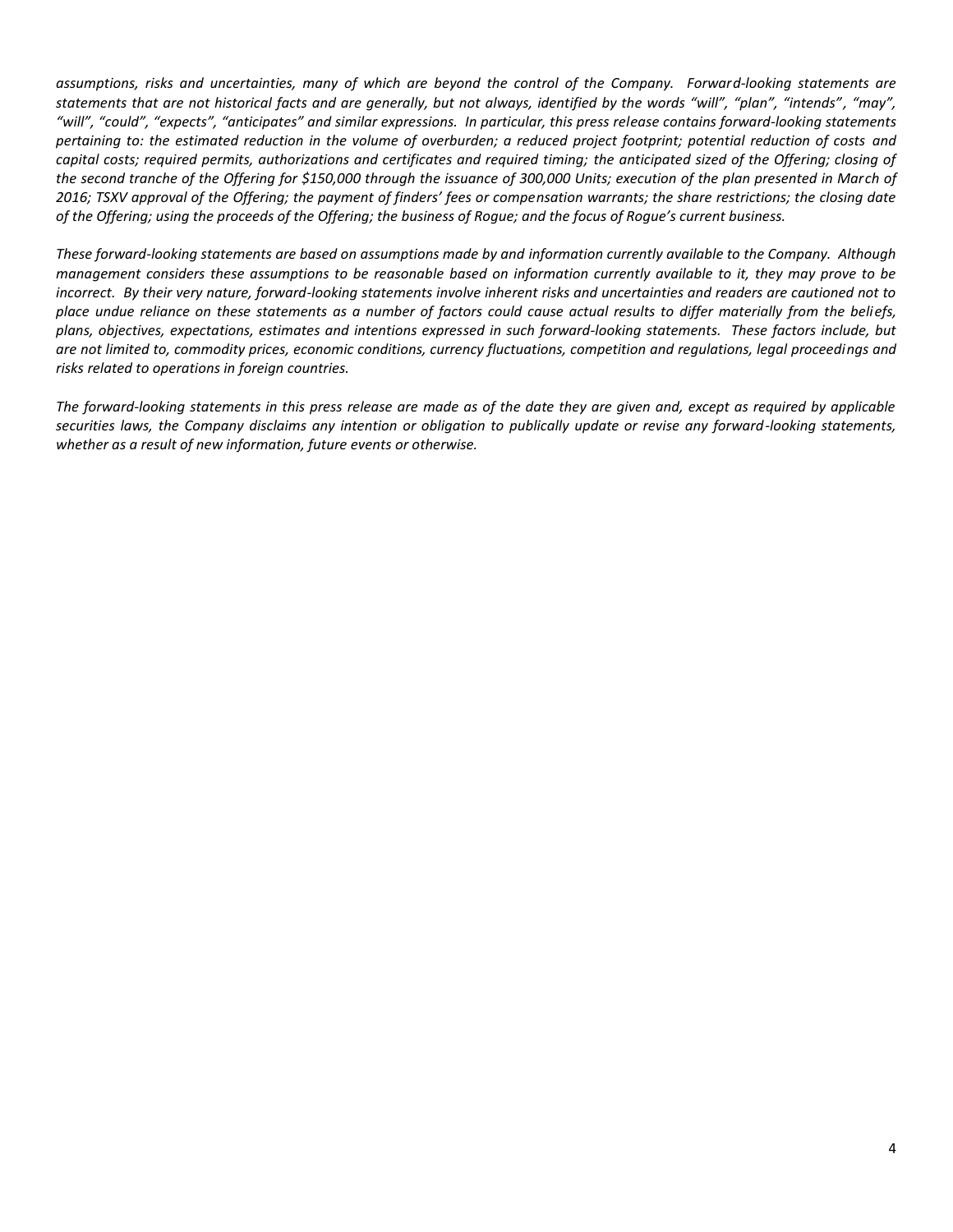*assumptions, risks and uncertainties, many of which are beyond the control of the Company. Forward-looking statements are statements that are not historical facts and are generally, but not always, identified by the words "will", "plan", "intends", "may", "will", "could", "expects", "anticipates" and similar expressions. In particular, this press release contains forward-looking statements pertaining to: the estimated reduction in the volume of overburden; a reduced project footprint; potential reduction of costs and capital costs; required permits, authorizations and certificates and required timing; the anticipated sized of the Offering; closing of the second tranche of the Offering for $150,000 through the issuance of 300,000 Units; execution of the plan presented in March of 2016; TSXV approval of the Offering; the payment of finders' fees or compensation warrants; the share restrictions; the closing date of the Offering; using the proceeds of the Offering; the business of Rogue; and the focus of Rogue's current business.*

*These forward-looking statements are based on assumptions made by and information currently available to the Company. Although management considers these assumptions to be reasonable based on information currently available to it, they may prove to be incorrect. By their very nature, forward-looking statements involve inherent risks and uncertainties and readers are cautioned not to place undue reliance on these statements as a number of factors could cause actual results to differ materially from the beliefs, plans, objectives, expectations, estimates and intentions expressed in such forward-looking statements. These factors include, but are not limited to, commodity prices, economic conditions, currency fluctuations, competition and regulations, legal proceedings and risks related to operations in foreign countries.*

*The forward-looking statements in this press release are made as of the date they are given and, except as required by applicable securities laws, the Company disclaims any intention or obligation to publically update or revise any forward-looking statements, whether as a result of new information, future events or otherwise.*